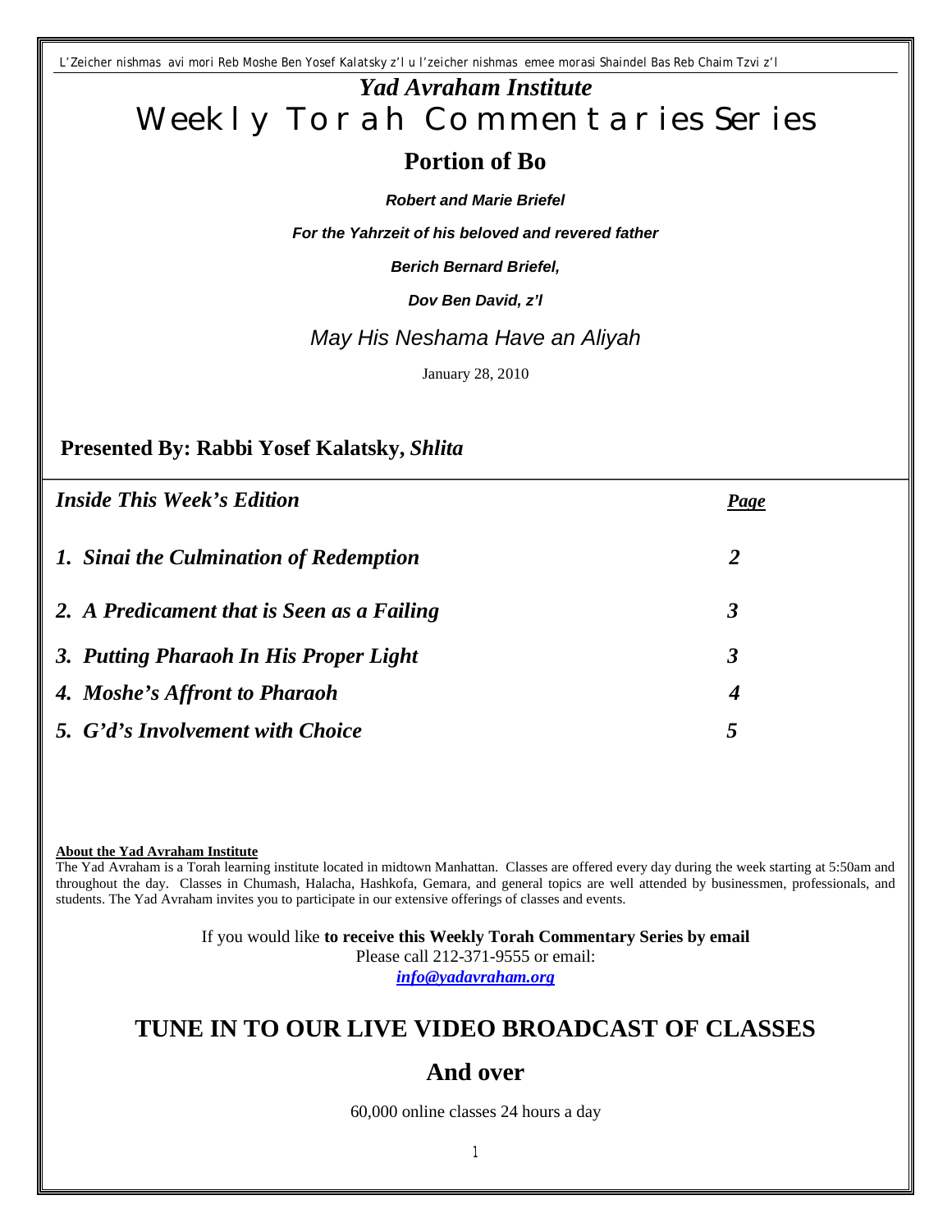L'Zeicher nishmas avi mori Reb Moshe Ben Yosef Kalatsky z'l u l'zeicher nishmas emee morasi Shaindel Bas Reb Chaim Tzvi z'l

# *Yad Avraham Institute*

# Weekly Torah Commentaries Series

## Portion of Bo

***Robert and Marie Briefel***

***For the Yahrzeit of his beloved and revered father***

***Berich Bernard Briefel,***

***Dov Ben David, z'l***

*May His Neshama Have an Aliyah*

January 28, 2010

**Presented By: Rabbi Yosef Kalatsky,** ***Shlita***

| *Inside This Week's Edition* | *Page* |
|---|---|
| *1. Sinai the Culmination of Redemption* | *2* |
| *2. A Predicament that is Seen as a Failing* | *3* |
| *3. Putting Pharaoh In His Proper Light* | *3* |
| *4. Moshe's Affront to Pharaoh* | *4* |
| *5. G'd's Involvement with Choice* | *5* |

**About the Yad Avraham Institute**

The Yad Avraham is a Torah learning institute located in midtown Manhattan. Classes are offered every day during the week starting at 5:50am and throughout the day. Classes in Chumash, Halacha, Hashkofa, Gemara, and general topics are well attended by businessmen, professionals, and students. The Yad Avraham invites you to participate in our extensive offerings of classes and events.

If you would like **to receive this Weekly Torah Commentary Series by email**
Please call 212-371-9555 or email:
***info@yadavraham.org***

## TUNE IN TO OUR LIVE VIDEO BROADCAST OF CLASSES

## And over

60,000 online classes 24 hours a day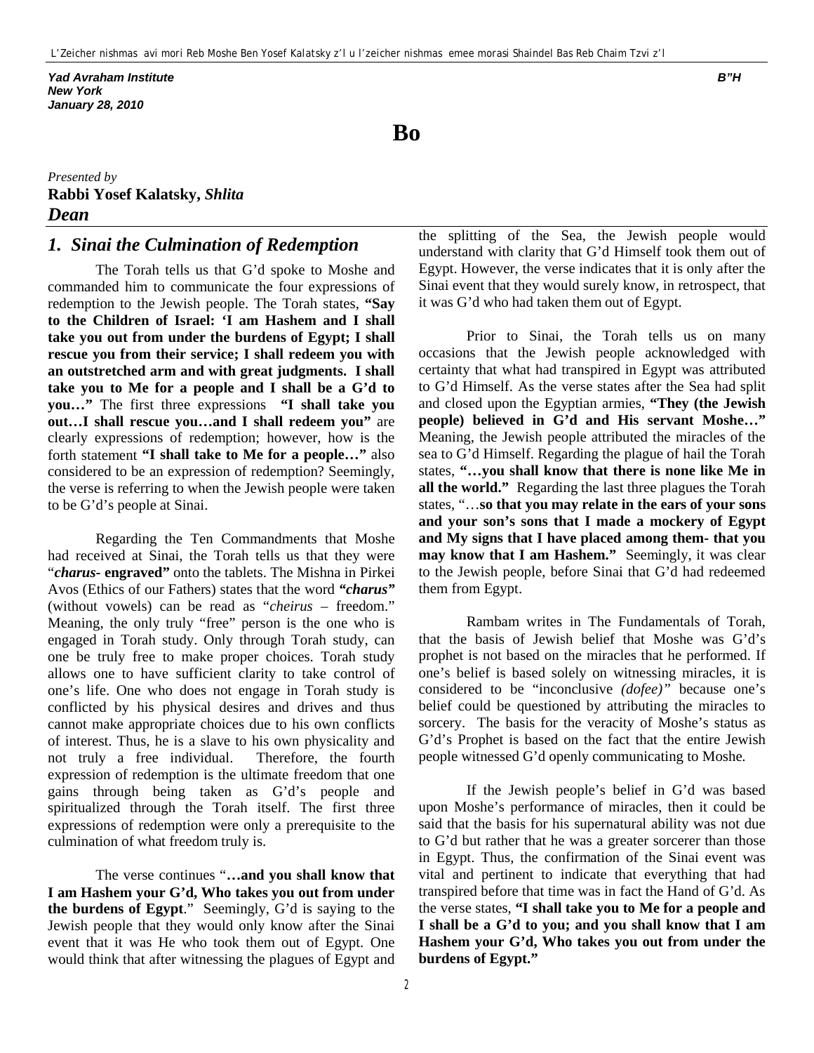L'Zeicher nishmas avi mori Reb Moshe Ben Yosef Kalatsky z'l u l'zeicher nishmas emee morasi Shaindel Bas Reb Chaim Tzvi z'l

***Yad Avraham Institute***
***New York***
***January 28, 2010***

***B"H***

# Bo

*Presented by*
**Rabbi Yosef Kalatsky,** ***Shlita***
***Dean***

## *1. Sinai the Culmination of Redemption*

The Torah tells us that G'd spoke to Moshe and commanded him to communicate the four expressions of redemption to the Jewish people. The Torah states, **"Say to the Children of Israel: 'I am Hashem and I shall take you out from under the burdens of Egypt; I shall rescue you from their service; I shall redeem you with an outstretched arm and with great judgments. I shall take you to Me for a people and I shall be a G'd to you…"** The first three expressions **"I shall take you out…I shall rescue you…and I shall redeem you"** are clearly expressions of redemption; however, how is the forth statement **"I shall take to Me for a people…"** also considered to be an expression of redemption? Seemingly, the verse is referring to when the Jewish people were taken to be G'd's people at Sinai.

Regarding the Ten Commandments that Moshe had received at Sinai, the Torah tells us that they were "***charus*****- engraved"** onto the tablets. The Mishna in Pirkei Avos (Ethics of our Fathers) states that the word ***"charus"*** (without vowels) can be read as "*cheirus* – freedom." Meaning, the only truly "free" person is the one who is engaged in Torah study. Only through Torah study, can one be truly free to make proper choices. Torah study allows one to have sufficient clarity to take control of one's life. One who does not engage in Torah study is conflicted by his physical desires and drives and thus cannot make appropriate choices due to his own conflicts of interest. Thus, he is a slave to his own physicality and not truly a free individual. Therefore, the fourth expression of redemption is the ultimate freedom that one gains through being taken as G'd's people and spiritualized through the Torah itself. The first three expressions of redemption were only a prerequisite to the culmination of what freedom truly is.

The verse continues "**…and you shall know that I am Hashem your G'd, Who takes you out from under the burdens of Egypt**." Seemingly, G'd is saying to the Jewish people that they would only know after the Sinai event that it was He who took them out of Egypt. One would think that after witnessing the plagues of Egypt and the splitting of the Sea, the Jewish people would understand with clarity that G'd Himself took them out of Egypt. However, the verse indicates that it is only after the Sinai event that they would surely know, in retrospect, that it was G'd who had taken them out of Egypt.

Prior to Sinai, the Torah tells us on many occasions that the Jewish people acknowledged with certainty that what had transpired in Egypt was attributed to G'd Himself. As the verse states after the Sea had split and closed upon the Egyptian armies, **"They (the Jewish people) believed in G'd and His servant Moshe…"** Meaning, the Jewish people attributed the miracles of the sea to G'd Himself. Regarding the plague of hail the Torah states, **"…you shall know that there is none like Me in all the world."** Regarding the last three plagues the Torah states, "…**so that you may relate in the ears of your sons and your son's sons that I made a mockery of Egypt and My signs that I have placed among them- that you may know that I am Hashem."** Seemingly, it was clear to the Jewish people, before Sinai that G'd had redeemed them from Egypt.

Rambam writes in The Fundamentals of Torah, that the basis of Jewish belief that Moshe was G'd's prophet is not based on the miracles that he performed. If one's belief is based solely on witnessing miracles, it is considered to be "inconclusive *(dofee)"* because one's belief could be questioned by attributing the miracles to sorcery. The basis for the veracity of Moshe's status as G'd's Prophet is based on the fact that the entire Jewish people witnessed G'd openly communicating to Moshe.

If the Jewish people's belief in G'd was based upon Moshe's performance of miracles, then it could be said that the basis for his supernatural ability was not due to G'd but rather that he was a greater sorcerer than those in Egypt. Thus, the confirmation of the Sinai event was vital and pertinent to indicate that everything that had transpired before that time was in fact the Hand of G'd. As the verse states, **"I shall take you to Me for a people and I shall be a G'd to you; and you shall know that I am Hashem your G'd, Who takes you out from under the burdens of Egypt."**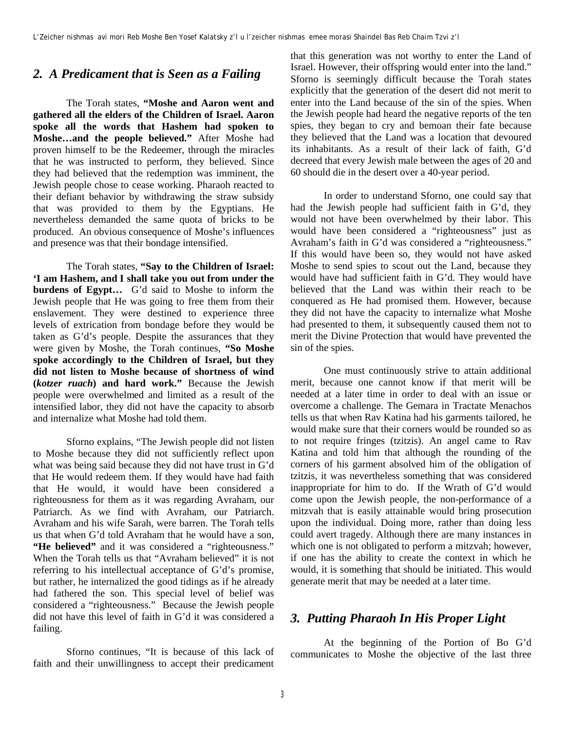## *2. A Predicament that is Seen as a Failing*

The Torah states, **"Moshe and Aaron went and gathered all the elders of the Children of Israel. Aaron spoke all the words that Hashem had spoken to Moshe…and the people believed."** After Moshe had proven himself to be the Redeemer, through the miracles that he was instructed to perform, they believed. Since they had believed that the redemption was imminent, the Jewish people chose to cease working. Pharaoh reacted to their defiant behavior by withdrawing the straw subsidy that was provided to them by the Egyptians. He nevertheless demanded the same quota of bricks to be produced. An obvious consequence of Moshe's influences and presence was that their bondage intensified.

The Torah states, **"Say to the Children of Israel: 'I am Hashem, and I shall take you out from under the burdens of Egypt…** G'd said to Moshe to inform the Jewish people that He was going to free them from their enslavement. They were destined to experience three levels of extrication from bondage before they would be taken as G'd's people. Despite the assurances that they were given by Moshe, the Torah continues, **"So Moshe spoke accordingly to the Children of Israel, but they did not listen to Moshe because of shortness of wind (*kotzer ruach*) and hard work."** Because the Jewish people were overwhelmed and limited as a result of the intensified labor, they did not have the capacity to absorb and internalize what Moshe had told them.

Sforno explains, "The Jewish people did not listen to Moshe because they did not sufficiently reflect upon what was being said because they did not have trust in G'd that He would redeem them. If they would have had faith that He would, it would have been considered a righteousness for them as it was regarding Avraham, our Patriarch. As we find with Avraham, our Patriarch. Avraham and his wife Sarah, were barren. The Torah tells us that when G'd told Avraham that he would have a son, **"He believed"** and it was considered a "righteousness." When the Torah tells us that "Avraham believed" it is not referring to his intellectual acceptance of G'd's promise, but rather, he internalized the good tidings as if he already had fathered the son. This special level of belief was considered a "righteousness." Because the Jewish people did not have this level of faith in G'd it was considered a failing.

Sforno continues, "It is because of this lack of faith and their unwillingness to accept their predicament that this generation was not worthy to enter the Land of Israel. However, their offspring would enter into the land." Sforno is seemingly difficult because the Torah states explicitly that the generation of the desert did not merit to enter into the Land because of the sin of the spies. When the Jewish people had heard the negative reports of the ten spies, they began to cry and bemoan their fate because they believed that the Land was a location that devoured its inhabitants. As a result of their lack of faith, G'd decreed that every Jewish male between the ages of 20 and 60 should die in the desert over a 40-year period.

In order to understand Sforno, one could say that had the Jewish people had sufficient faith in G'd, they would not have been overwhelmed by their labor. This would have been considered a "righteousness" just as Avraham's faith in G'd was considered a "righteousness." If this would have been so, they would not have asked Moshe to send spies to scout out the Land, because they would have had sufficient faith in G'd. They would have believed that the Land was within their reach to be conquered as He had promised them. However, because they did not have the capacity to internalize what Moshe had presented to them, it subsequently caused them not to merit the Divine Protection that would have prevented the sin of the spies.

One must continuously strive to attain additional merit, because one cannot know if that merit will be needed at a later time in order to deal with an issue or overcome a challenge. The Gemara in Tractate Menachos tells us that when Rav Katina had his garments tailored, he would make sure that their corners would be rounded so as to not require fringes (tzitzis). An angel came to Rav Katina and told him that although the rounding of the corners of his garment absolved him of the obligation of tzitzis, it was nevertheless something that was considered inappropriate for him to do. If the Wrath of G'd would come upon the Jewish people, the non-performance of a mitzvah that is easily attainable would bring prosecution upon the individual. Doing more, rather than doing less could avert tragedy. Although there are many instances in which one is not obligated to perform a mitzvah; however, if one has the ability to create the context in which he would, it is something that should be initiated. This would generate merit that may be needed at a later time.

## *3. Putting Pharaoh In His Proper Light*

At the beginning of the Portion of Bo G'd communicates to Moshe the objective of the last three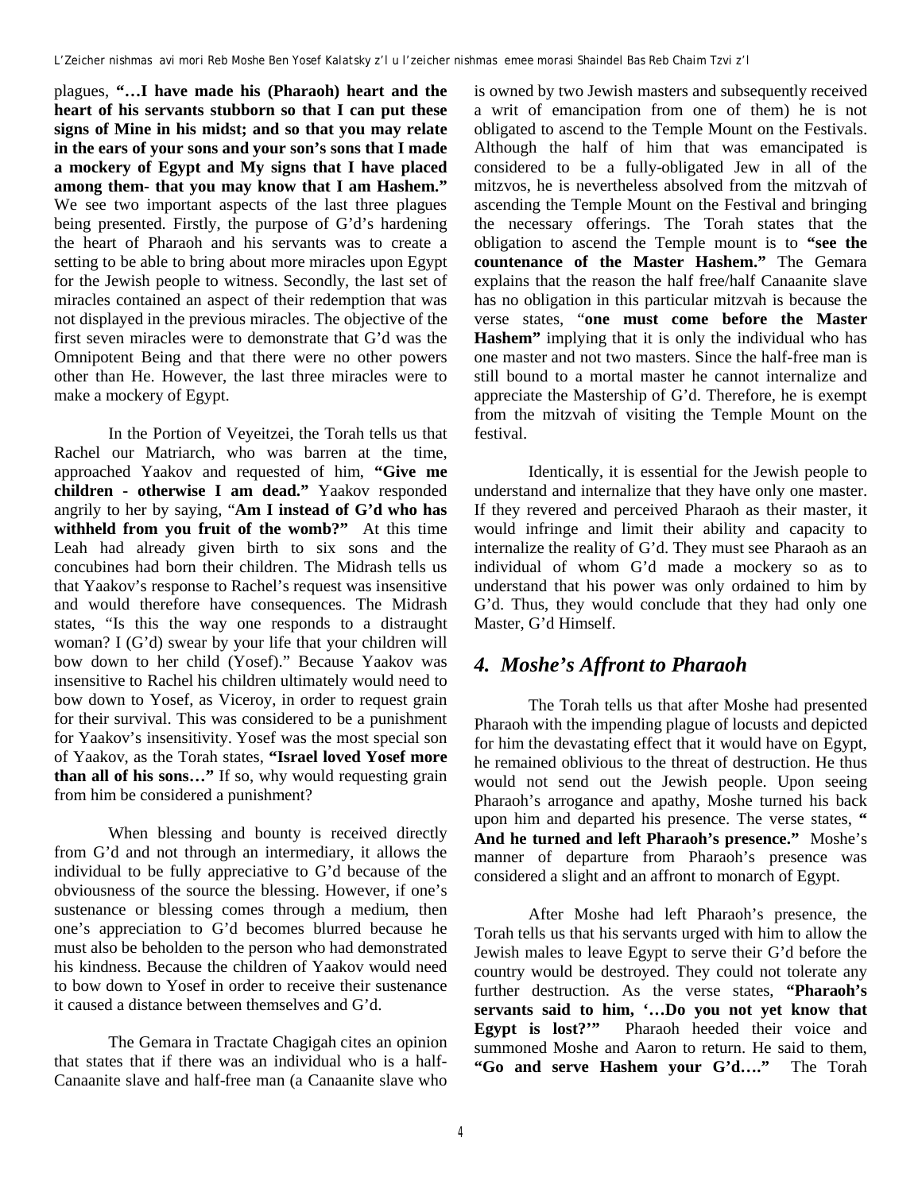plagues, **"…I have made his (Pharaoh) heart and the heart of his servants stubborn so that I can put these signs of Mine in his midst; and so that you may relate in the ears of your sons and your son's sons that I made a mockery of Egypt and My signs that I have placed among them- that you may know that I am Hashem."** We see two important aspects of the last three plagues being presented. Firstly, the purpose of G'd's hardening the heart of Pharaoh and his servants was to create a setting to be able to bring about more miracles upon Egypt for the Jewish people to witness. Secondly, the last set of miracles contained an aspect of their redemption that was not displayed in the previous miracles. The objective of the first seven miracles were to demonstrate that G'd was the Omnipotent Being and that there were no other powers other than He. However, the last three miracles were to make a mockery of Egypt.

In the Portion of Veyeitzei, the Torah tells us that Rachel our Matriarch, who was barren at the time, approached Yaakov and requested of him, **"Give me children - otherwise I am dead."** Yaakov responded angrily to her by saying, "**Am I instead of G'd who has withheld from you fruit of the womb?"** At this time Leah had already given birth to six sons and the concubines had born their children. The Midrash tells us that Yaakov's response to Rachel's request was insensitive and would therefore have consequences. The Midrash states, "Is this the way one responds to a distraught woman? I (G'd) swear by your life that your children will bow down to her child (Yosef)." Because Yaakov was insensitive to Rachel his children ultimately would need to bow down to Yosef, as Viceroy, in order to request grain for their survival. This was considered to be a punishment for Yaakov's insensitivity. Yosef was the most special son of Yaakov, as the Torah states, **"Israel loved Yosef more than all of his sons…"** If so, why would requesting grain from him be considered a punishment?

When blessing and bounty is received directly from G'd and not through an intermediary, it allows the individual to be fully appreciative to G'd because of the obviousness of the source the blessing. However, if one's sustenance or blessing comes through a medium, then one's appreciation to G'd becomes blurred because he must also be beholden to the person who had demonstrated his kindness. Because the children of Yaakov would need to bow down to Yosef in order to receive their sustenance it caused a distance between themselves and G'd.

The Gemara in Tractate Chagigah cites an opinion that states that if there was an individual who is a half-Canaanite slave and half-free man (a Canaanite slave who is owned by two Jewish masters and subsequently received a writ of emancipation from one of them) he is not obligated to ascend to the Temple Mount on the Festivals. Although the half of him that was emancipated is considered to be a fully-obligated Jew in all of the mitzvos, he is nevertheless absolved from the mitzvah of ascending the Temple Mount on the Festival and bringing the necessary offerings. The Torah states that the obligation to ascend the Temple mount is to **"see the countenance of the Master Hashem."** The Gemara explains that the reason the half free/half Canaanite slave has no obligation in this particular mitzvah is because the verse states, "**one must come before the Master Hashem"** implying that it is only the individual who has one master and not two masters. Since the half-free man is still bound to a mortal master he cannot internalize and appreciate the Mastership of G'd. Therefore, he is exempt from the mitzvah of visiting the Temple Mount on the festival.

Identically, it is essential for the Jewish people to understand and internalize that they have only one master. If they revered and perceived Pharaoh as their master, it would infringe and limit their ability and capacity to internalize the reality of G'd. They must see Pharaoh as an individual of whom G'd made a mockery so as to understand that his power was only ordained to him by G'd. Thus, they would conclude that they had only one Master, G'd Himself.

## *4. Moshe's Affront to Pharaoh*

The Torah tells us that after Moshe had presented Pharaoh with the impending plague of locusts and depicted for him the devastating effect that it would have on Egypt, he remained oblivious to the threat of destruction. He thus would not send out the Jewish people. Upon seeing Pharaoh's arrogance and apathy, Moshe turned his back upon him and departed his presence. The verse states, **" And he turned and left Pharaoh's presence."** Moshe's manner of departure from Pharaoh's presence was considered a slight and an affront to monarch of Egypt.

After Moshe had left Pharaoh's presence, the Torah tells us that his servants urged with him to allow the Jewish males to leave Egypt to serve their G'd before the country would be destroyed. They could not tolerate any further destruction. As the verse states, **"Pharaoh's servants said to him, '…Do you not yet know that Egypt is lost?'"** Pharaoh heeded their voice and summoned Moshe and Aaron to return. He said to them, **"Go and serve Hashem your G'd…."** The Torah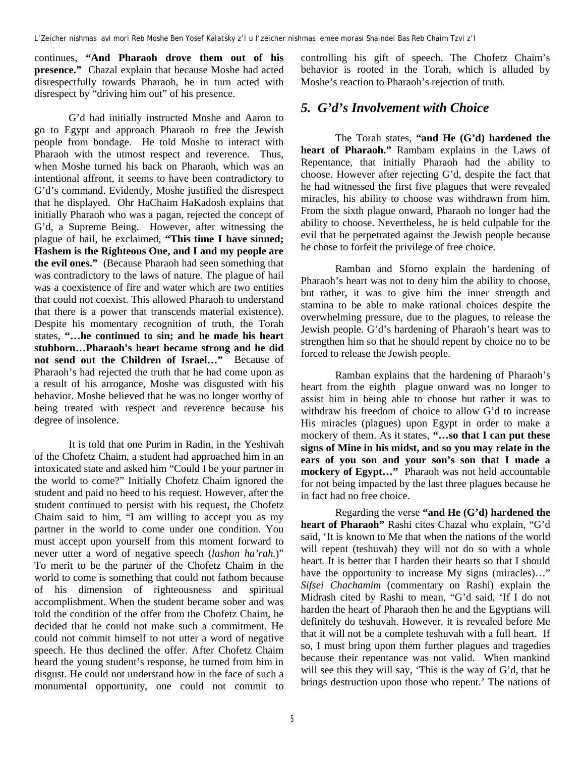continues, **"And Pharaoh drove them out of his presence."** Chazal explain that because Moshe had acted disrespectfully towards Pharaoh, he in turn acted with disrespect by "driving him out" of his presence.

G'd had initially instructed Moshe and Aaron to go to Egypt and approach Pharaoh to free the Jewish people from bondage. He told Moshe to interact with Pharaoh with the utmost respect and reverence. Thus, when Moshe turned his back on Pharaoh, which was an intentional affront, it seems to have been contradictory to G'd's command. Evidently, Moshe justified the disrespect that he displayed. Ohr HaChaim HaKadosh explains that initially Pharaoh who was a pagan, rejected the concept of G'd, a Supreme Being. However, after witnessing the plague of hail, he exclaimed, **"This time I have sinned; Hashem is the Righteous One, and I and my people are the evil ones."** (Because Pharaoh had seen something that was contradictory to the laws of nature. The plague of hail was a coexistence of fire and water which are two entities that could not coexist. This allowed Pharaoh to understand that there is a power that transcends material existence). Despite his momentary recognition of truth, the Torah states, **"…he continued to sin; and he made his heart stubborn…Pharaoh's heart became strong and he did not send out the Children of Israel…"** Because of Pharaoh's had rejected the truth that he had come upon as a result of his arrogance, Moshe was disgusted with his behavior. Moshe believed that he was no longer worthy of being treated with respect and reverence because his degree of insolence.

It is told that one Purim in Radin, in the Yeshivah of the Chofetz Chaim, a student had approached him in an intoxicated state and asked him "Could I be your partner in the world to come?" Initially Chofetz Chaim ignored the student and paid no heed to his request. However, after the student continued to persist with his request, the Chofetz Chaim said to him, "I am willing to accept you as my partner in the world to come under one condition. You must accept upon yourself from this moment forward to never utter a word of negative speech (*lashon ha'rah.*)" To merit to be the partner of the Chofetz Chaim in the world to come is something that could not fathom because of his dimension of righteousness and spiritual accomplishment. When the student became sober and was told the condition of the offer from the Chofetz Chaim, he decided that he could not make such a commitment. He could not commit himself to not utter a word of negative speech. He thus declined the offer. After Chofetz Chaim heard the young student's response, he turned from him in disgust. He could not understand how in the face of such a monumental opportunity, one could not commit to controlling his gift of speech. The Chofetz Chaim's behavior is rooted in the Torah, which is alluded by Moshe's reaction to Pharaoh's rejection of truth.

## *5. G'd's Involvement with Choice*

The Torah states, **"and He (G'd) hardened the heart of Pharaoh."** Rambam explains in the Laws of Repentance, that initially Pharaoh had the ability to choose. However after rejecting G'd, despite the fact that he had witnessed the first five plagues that were revealed miracles, his ability to choose was withdrawn from him. From the sixth plague onward, Pharaoh no longer had the ability to choose. Nevertheless, he is held culpable for the evil that he perpetrated against the Jewish people because he chose to forfeit the privilege of free choice.

Ramban and Sforno explain the hardening of Pharaoh's heart was not to deny him the ability to choose, but rather, it was to give him the inner strength and stamina to be able to make rational choices despite the overwhelming pressure, due to the plagues, to release the Jewish people. G'd's hardening of Pharaoh's heart was to strengthen him so that he should repent by choice no to be forced to release the Jewish people.

Ramban explains that the hardening of Pharaoh's heart from the eighth plague onward was no longer to assist him in being able to choose but rather it was to withdraw his freedom of choice to allow G'd to increase His miracles (plagues) upon Egypt in order to make a mockery of them. As it states, **"…so that I can put these signs of Mine in his midst, and so you may relate in the ears of you son and your son's son that I made a mockery of Egypt…"** Pharaoh was not held accountable for not being impacted by the last three plagues because he in fact had no free choice.

Regarding the verse **"and He (G'd) hardened the heart of Pharaoh"** Rashi cites Chazal who explain, "G'd said, 'It is known to Me that when the nations of the world will repent (teshuvah) they will not do so with a whole heart. It is better that I harden their hearts so that I should have the opportunity to increase My signs (miracles)…" *Sifsei Chachamim* (commentary on Rashi) explain the Midrash cited by Rashi to mean, "G'd said, 'If I do not harden the heart of Pharaoh then he and the Egyptians will definitely do teshuvah. However, it is revealed before Me that it will not be a complete teshuvah with a full heart. If so, I must bring upon them further plagues and tragedies because their repentance was not valid. When mankind will see this they will say, 'This is the way of G'd, that he brings destruction upon those who repent.' The nations of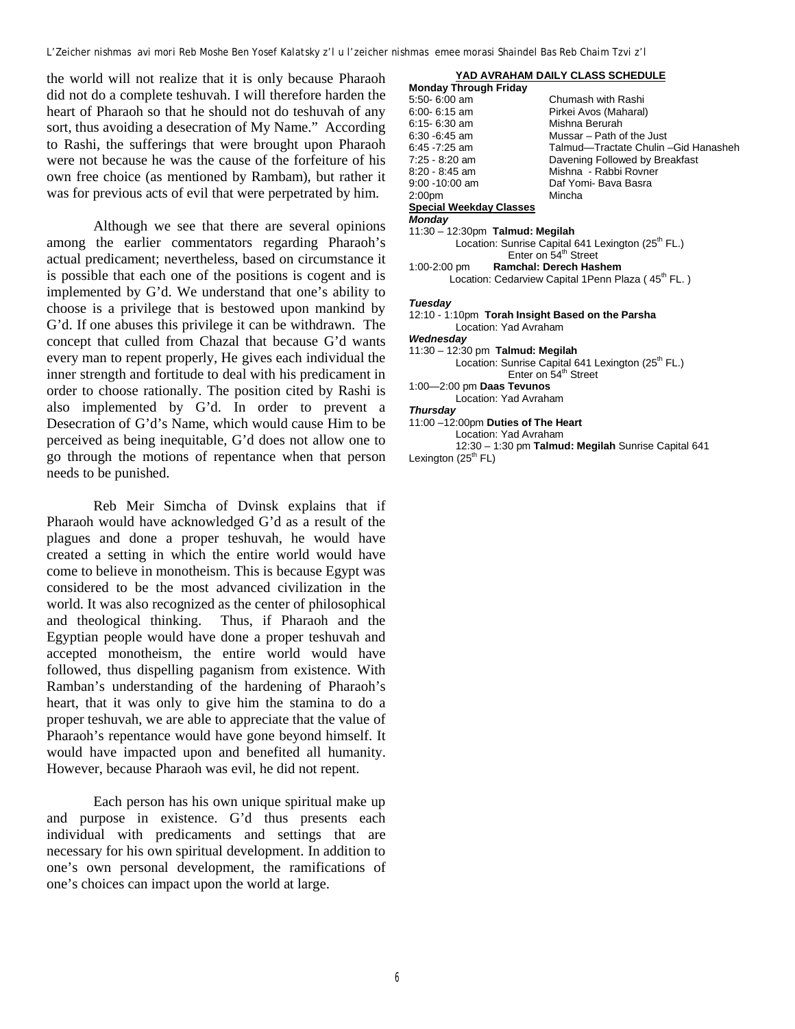the world will not realize that it is only because Pharaoh did not do a complete teshuvah. I will therefore harden the heart of Pharaoh so that he should not do teshuvah of any sort, thus avoiding a desecration of My Name." According to Rashi, the sufferings that were brought upon Pharaoh were not because he was the cause of the forfeiture of his own free choice (as mentioned by Rambam), but rather it was for previous acts of evil that were perpetrated by him.

Although we see that there are several opinions among the earlier commentators regarding Pharaoh's actual predicament; nevertheless, based on circumstance it is possible that each one of the positions is cogent and is implemented by G'd. We understand that one's ability to choose is a privilege that is bestowed upon mankind by G'd. If one abuses this privilege it can be withdrawn. The concept that culled from Chazal that because G'd wants every man to repent properly, He gives each individual the inner strength and fortitude to deal with his predicament in order to choose rationally. The position cited by Rashi is also implemented by G'd. In order to prevent a Desecration of G'd's Name, which would cause Him to be perceived as being inequitable, G'd does not allow one to go through the motions of repentance when that person needs to be punished.

Reb Meir Simcha of Dvinsk explains that if Pharaoh would have acknowledged G'd as a result of the plagues and done a proper teshuvah, he would have created a setting in which the entire world would have come to believe in monotheism. This is because Egypt was considered to be the most advanced civilization in the world. It was also recognized as the center of philosophical and theological thinking. Thus, if Pharaoh and the Egyptian people would have done a proper teshuvah and accepted monotheism, the entire world would have followed, thus dispelling paganism from existence. With Ramban's understanding of the hardening of Pharaoh's heart, that it was only to give him the stamina to do a proper teshuvah, we are able to appreciate that the value of Pharaoh's repentance would have gone beyond himself. It would have impacted upon and benefited all humanity. However, because Pharaoh was evil, he did not repent.

Each person has his own unique spiritual make up and purpose in existence. G'd thus presents each individual with predicaments and settings that are necessary for his own spiritual development. In addition to one's own personal development, the ramifications of one's choices can impact upon the world at large.

**YAD AVRAHAM DAILY CLASS SCHEDULE**

**Monday Through Friday**

| | |
|---|---|
| 5:50- 6:00 am | Chumash with Rashi |
| 6:00- 6:15 am | Pirkei Avos (Maharal) |
| 6:15- 6:30 am | Mishna Berurah |
| 6:30 -6:45 am | Mussar – Path of the Just |
| 6:45 -7:25 am | Talmud—Tractate Chulin –Gid Hanasheh |
| 7:25 - 8:20 am | Davening Followed by Breakfast |
| 8:20 - 8:45 am | Mishna - Rabbi Rovner |
| 9:00 -10:00 am | Daf Yomi- Bava Basra |
| 2:00pm | Mincha |

**Special Weekday Classes**

***Monday***

11:30 – 12:30pm **Talmud: Megilah**
Location: Sunrise Capital 641 Lexington (25th FL.)
Enter on 54th Street

1:00-2:00 pm **Ramchal: Derech Hashem**
Location: Cedarview Capital 1Penn Plaza ( 45th FL. )

***Tuesday***

12:10 - 1:10pm **Torah Insight Based on the Parsha**
Location: Yad Avraham

***Wednesday***

11:30 – 12:30 pm **Talmud: Megilah**
Location: Sunrise Capital 641 Lexington (25th FL.)
Enter on 54th Street

1:00—2:00 pm **Daas Tevunos**
Location: Yad Avraham

***Thursday***

11:00 –12:00pm **Duties of The Heart**
Location: Yad Avraham

12:30 – 1:30 pm **Talmud: Megilah** Sunrise Capital 641 Lexington (25th FL)